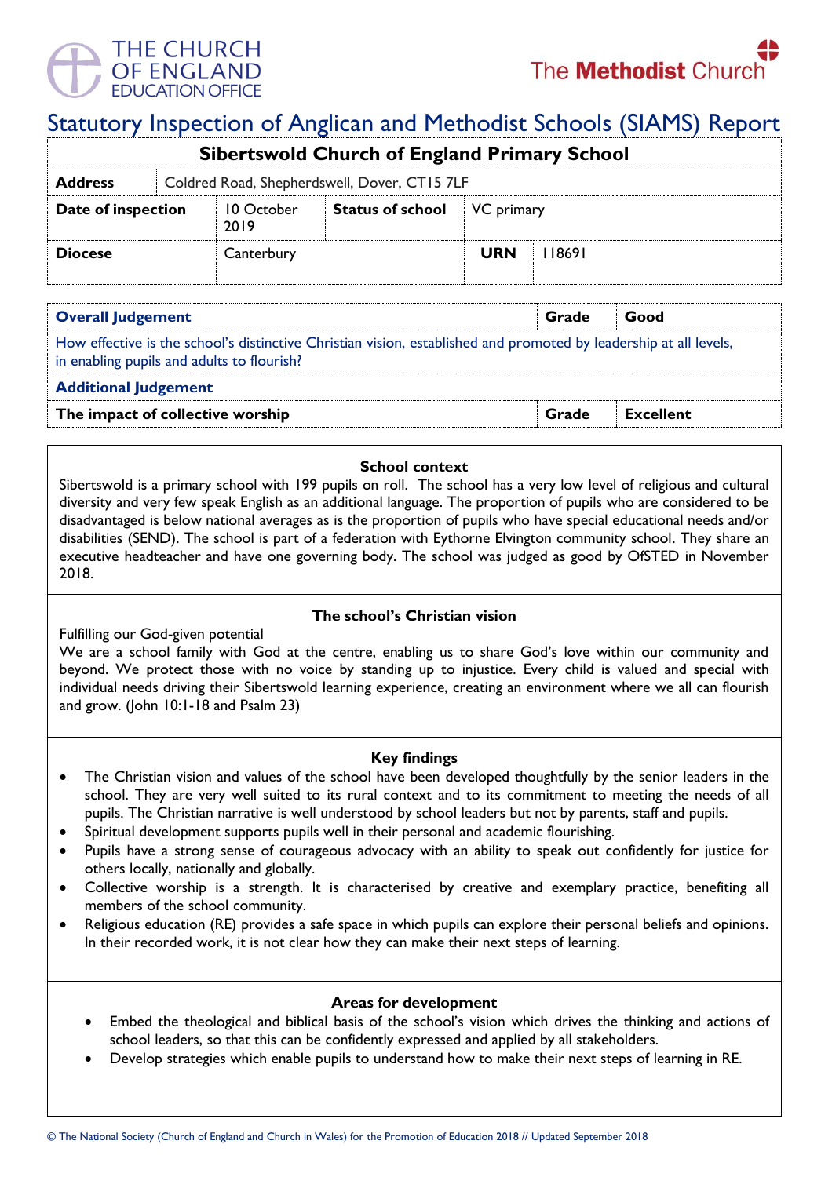THE CHURCH OF ENGLAND EDUCATION OFFICE

The Methodist Church

# Statutory Inspection of Anglican and Methodist Schools (SIAMS) Report

| Sibertswold Church of England Primary School | | | | | |
|---|---|---|---|---|---|
| **Address** | Coldred Road, Shepherdswell, Dover, CT15 7LF | | | | |
| **Date of inspection** | 10 October 2019 | **Status of school** | VC primary | | |
| **Diocese** | Canterbury | | **URN** | 118691 | |

| **Overall Judgement** | **Grade** | **Good** |
|---|---|---|
| How effective is the school's distinctive Christian vision, established and promoted by leadership at all levels, in enabling pupils and adults to flourish? | | |
| **Additional Judgement** | | |
| **The impact of collective worship** | **Grade** | **Excellent** |

## School context

Sibertswold is a primary school with 199 pupils on roll. The school has a very low level of religious and cultural diversity and very few speak English as an additional language. The proportion of pupils who are considered to be disadvantaged is below national averages as is the proportion of pupils who have special educational needs and/or disabilities (SEND). The school is part of a federation with Eythorne Elvington community school. They share an executive headteacher and have one governing body. The school was judged as good by OfSTED in November 2018.

## The school's Christian vision

Fulfilling our God-given potential

We are a school family with God at the centre, enabling us to share God's love within our community and beyond. We protect those with no voice by standing up to injustice. Every child is valued and special with individual needs driving their Sibertswold learning experience, creating an environment where we all can flourish and grow. (John 10:1-18 and Psalm 23)

## Key findings

- The Christian vision and values of the school have been developed thoughtfully by the senior leaders in the school. They are very well suited to its rural context and to its commitment to meeting the needs of all pupils. The Christian narrative is well understood by school leaders but not by parents, staff and pupils.
- Spiritual development supports pupils well in their personal and academic flourishing.
- Pupils have a strong sense of courageous advocacy with an ability to speak out confidently for justice for others locally, nationally and globally.
- Collective worship is a strength. It is characterised by creative and exemplary practice, benefiting all members of the school community.
- Religious education (RE) provides a safe space in which pupils can explore their personal beliefs and opinions. In their recorded work, it is not clear how they can make their next steps of learning.

## Areas for development

- Embed the theological and biblical basis of the school's vision which drives the thinking and actions of school leaders, so that this can be confidently expressed and applied by all stakeholders.
- Develop strategies which enable pupils to understand how to make their next steps of learning in RE.

© The National Society (Church of England and Church in Wales) for the Promotion of Education 2018 // Updated September 2018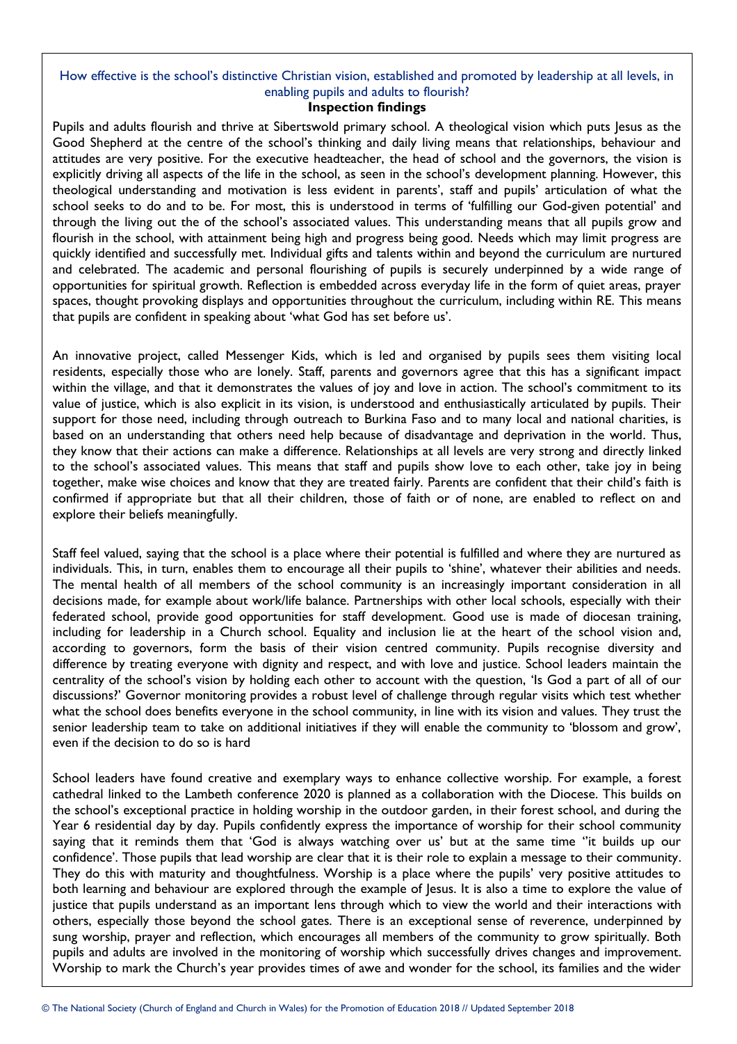## How effective is the school's distinctive Christian vision, established and promoted by leadership at all levels, in enabling pupils and adults to flourish?

**Inspection findings**

Pupils and adults flourish and thrive at Sibertswold primary school. A theological vision which puts Jesus as the Good Shepherd at the centre of the school's thinking and daily living means that relationships, behaviour and attitudes are very positive. For the executive headteacher, the head of school and the governors, the vision is explicitly driving all aspects of the life in the school, as seen in the school's development planning. However, this theological understanding and motivation is less evident in parents', staff and pupils' articulation of what the school seeks to do and to be. For most, this is understood in terms of 'fulfilling our God-given potential' and through the living out the of the school's associated values. This understanding means that all pupils grow and flourish in the school, with attainment being high and progress being good. Needs which may limit progress are quickly identified and successfully met. Individual gifts and talents within and beyond the curriculum are nurtured and celebrated. The academic and personal flourishing of pupils is securely underpinned by a wide range of opportunities for spiritual growth. Reflection is embedded across everyday life in the form of quiet areas, prayer spaces, thought provoking displays and opportunities throughout the curriculum, including within RE. This means that pupils are confident in speaking about 'what God has set before us'.

An innovative project, called Messenger Kids, which is led and organised by pupils sees them visiting local residents, especially those who are lonely. Staff, parents and governors agree that this has a significant impact within the village, and that it demonstrates the values of joy and love in action. The school's commitment to its value of justice, which is also explicit in its vision, is understood and enthusiastically articulated by pupils. Their support for those need, including through outreach to Burkina Faso and to many local and national charities, is based on an understanding that others need help because of disadvantage and deprivation in the world. Thus, they know that their actions can make a difference. Relationships at all levels are very strong and directly linked to the school's associated values. This means that staff and pupils show love to each other, take joy in being together, make wise choices and know that they are treated fairly. Parents are confident that their child's faith is confirmed if appropriate but that all their children, those of faith or of none, are enabled to reflect on and explore their beliefs meaningfully.

Staff feel valued, saying that the school is a place where their potential is fulfilled and where they are nurtured as individuals. This, in turn, enables them to encourage all their pupils to 'shine', whatever their abilities and needs. The mental health of all members of the school community is an increasingly important consideration in all decisions made, for example about work/life balance. Partnerships with other local schools, especially with their federated school, provide good opportunities for staff development. Good use is made of diocesan training, including for leadership in a Church school. Equality and inclusion lie at the heart of the school vision and, according to governors, form the basis of their vision centred community. Pupils recognise diversity and difference by treating everyone with dignity and respect, and with love and justice. School leaders maintain the centrality of the school's vision by holding each other to account with the question, 'Is God a part of all of our discussions?' Governor monitoring provides a robust level of challenge through regular visits which test whether what the school does benefits everyone in the school community, in line with its vision and values. They trust the senior leadership team to take on additional initiatives if they will enable the community to 'blossom and grow', even if the decision to do so is hard

School leaders have found creative and exemplary ways to enhance collective worship. For example, a forest cathedral linked to the Lambeth conference 2020 is planned as a collaboration with the Diocese. This builds on the school's exceptional practice in holding worship in the outdoor garden, in their forest school, and during the Year 6 residential day by day. Pupils confidently express the importance of worship for their school community saying that it reminds them that 'God is always watching over us' but at the same time "it builds up our confidence'. Those pupils that lead worship are clear that it is their role to explain a message to their community. They do this with maturity and thoughtfulness. Worship is a place where the pupils' very positive attitudes to both learning and behaviour are explored through the example of Jesus. It is also a time to explore the value of justice that pupils understand as an important lens through which to view the world and their interactions with others, especially those beyond the school gates. There is an exceptional sense of reverence, underpinned by sung worship, prayer and reflection, which encourages all members of the community to grow spiritually. Both pupils and adults are involved in the monitoring of worship which successfully drives changes and improvement. Worship to mark the Church's year provides times of awe and wonder for the school, its families and the wider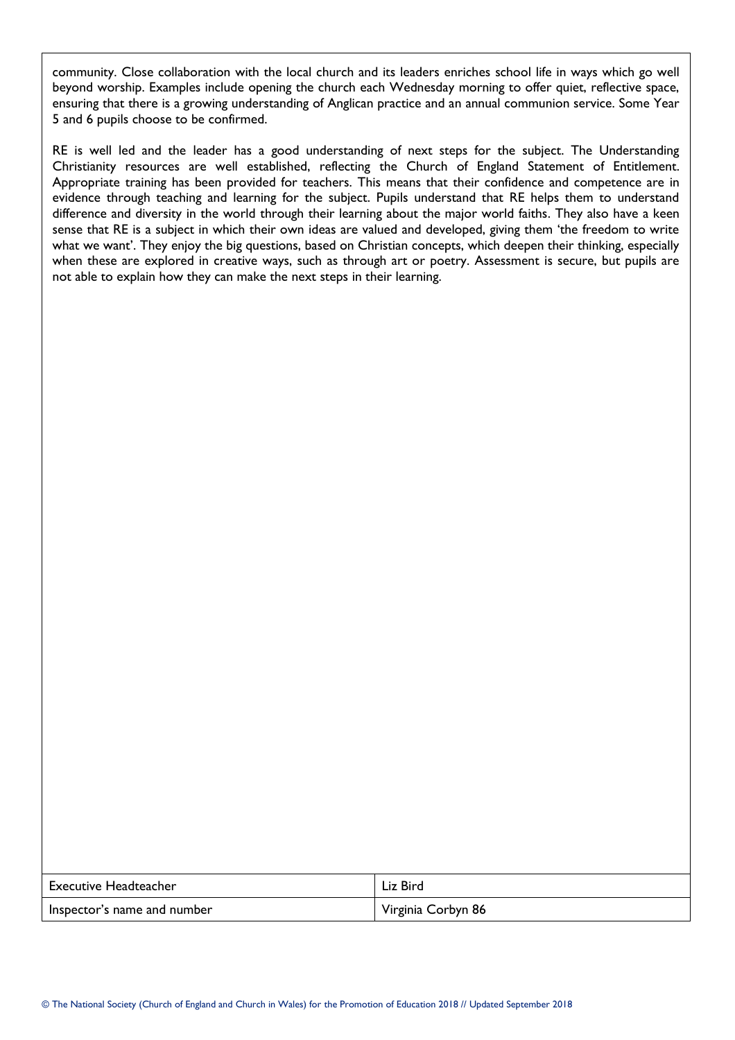community. Close collaboration with the local church and its leaders enriches school life in ways which go well beyond worship. Examples include opening the church each Wednesday morning to offer quiet, reflective space, ensuring that there is a growing understanding of Anglican practice and an annual communion service. Some Year 5 and 6 pupils choose to be confirmed.

RE is well led and the leader has a good understanding of next steps for the subject. The Understanding Christianity resources are well established, reflecting the Church of England Statement of Entitlement. Appropriate training has been provided for teachers. This means that their confidence and competence are in evidence through teaching and learning for the subject. Pupils understand that RE helps them to understand difference and diversity in the world through their learning about the major world faiths. They also have a keen sense that RE is a subject in which their own ideas are valued and developed, giving them 'the freedom to write what we want'. They enjoy the big questions, based on Christian concepts, which deepen their thinking, especially when these are explored in creative ways, such as through art or poetry. Assessment is secure, but pupils are not able to explain how they can make the next steps in their learning.

| | |
|---|---|
| Executive Headteacher | Liz Bird |
| Inspector's name and number | Virginia Corbyn 86 |

© The National Society (Church of England and Church in Wales) for the Promotion of Education 2018 // Updated September 2018